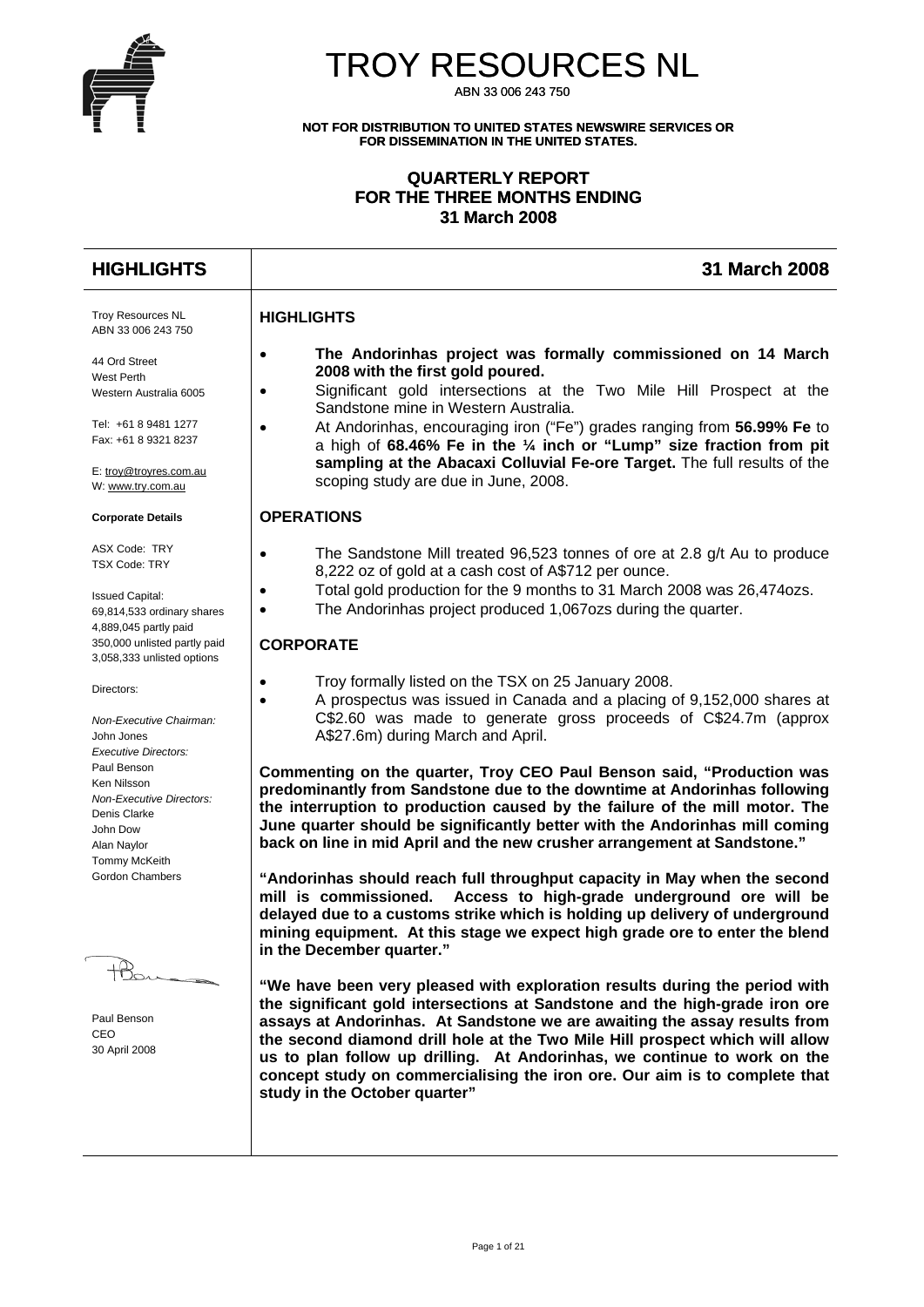# TROY RESOURCES NL

ABN 33 006 243 750

**NOT FOR DISTRIBUTION TO UNITED STATES NEWSWIRE SERVICES OR FOR DISSEMINATION IN THE UNITED STATES.**

## QUARTERLY REPORT FOR THE THREE MONTHS ENDING 31 March 2008

## HIGHLIGHTS — 31 March 2008

Troy Resources NL
ABN 33 006 243 750

44 Ord Street
West Perth
Western Australia 6005

Tel: +61 8 9481 1277
Fax: +61 8 9321 8237

E: troy@troyres.com.au
W: www.try.com.au

**Corporate Details**

ASX Code: TRY
TSX Code: TRY

Issued Capital:
69,814,533 ordinary shares
4,889,045 partly paid
350,000 unlisted partly paid
3,058,333 unlisted options

Directors:

*Non-Executive Chairman:*
John Jones
*Executive Directors:*
Paul Benson
Ken Nilsson
*Non-Executive Directors:*
Denis Clarke
John Dow
Alan Naylor
Tommy McKeith
Gordon Chambers

Paul Benson
CEO
30 April 2008

### HIGHLIGHTS

- **The Andorinhas project was formally commissioned on 14 March 2008 with the first gold poured.**
- Significant gold intersections at the Two Mile Hill Prospect at the Sandstone mine in Western Australia.
- At Andorinhas, encouraging iron ("Fe") grades ranging from **56.99% Fe** to a high of **68.46% Fe in the ¼ inch or "Lump" size fraction from pit sampling at the Abacaxi Colluvial Fe-ore Target.** The full results of the scoping study are due in June, 2008.

### OPERATIONS

- The Sandstone Mill treated 96,523 tonnes of ore at 2.8 g/t Au to produce 8,222 oz of gold at a cash cost of A$712 per ounce.
- Total gold production for the 9 months to 31 March 2008 was 26,474ozs.
- The Andorinhas project produced 1,067ozs during the quarter.

### CORPORATE

- Troy formally listed on the TSX on 25 January 2008.
- A prospectus was issued in Canada and a placing of 9,152,000 shares at C$2.60 was made to generate gross proceeds of C$24.7m (approx A$27.6m) during March and April.

**Commenting on the quarter, Troy CEO Paul Benson said, "Production was predominantly from Sandstone due to the downtime at Andorinhas following the interruption to production caused by the failure of the mill motor. The June quarter should be significantly better with the Andorinhas mill coming back on line in mid April and the new crusher arrangement at Sandstone."**

**"Andorinhas should reach full throughput capacity in May when the second mill is commissioned. Access to high-grade underground ore will be delayed due to a customs strike which is holding up delivery of underground mining equipment. At this stage we expect high grade ore to enter the blend in the December quarter."**

**"We have been very pleased with exploration results during the period with the significant gold intersections at Sandstone and the high-grade iron ore assays at Andorinhas. At Sandstone we are awaiting the assay results from the second diamond drill hole at the Two Mile Hill prospect which will allow us to plan follow up drilling. At Andorinhas, we continue to work on the concept study on commercialising the iron ore. Our aim is to complete that study in the October quarter"**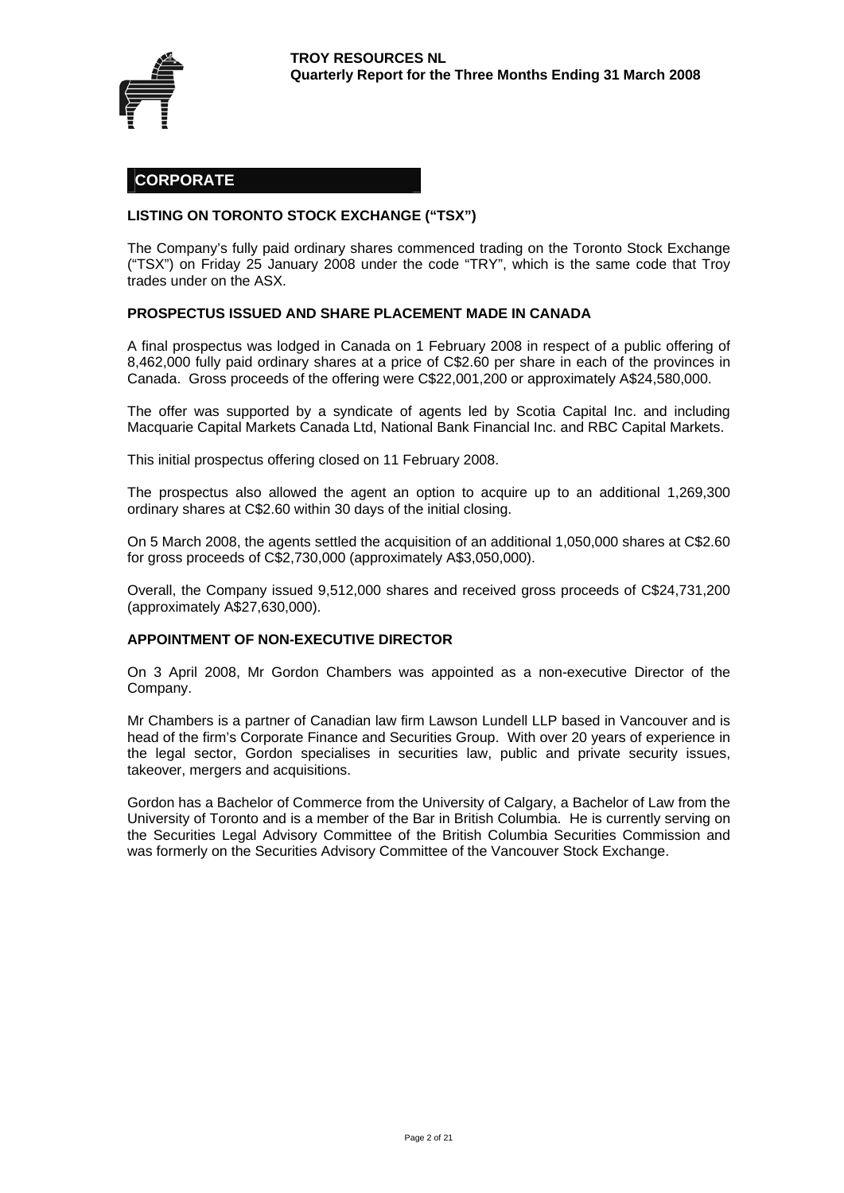## CORPORATE

### LISTING ON TORONTO STOCK EXCHANGE ("TSX")

The Company's fully paid ordinary shares commenced trading on the Toronto Stock Exchange ("TSX") on Friday 25 January 2008 under the code "TRY", which is the same code that Troy trades under on the ASX.

### PROSPECTUS ISSUED AND SHARE PLACEMENT MADE IN CANADA

A final prospectus was lodged in Canada on 1 February 2008 in respect of a public offering of 8,462,000 fully paid ordinary shares at a price of C$2.60 per share in each of the provinces in Canada. Gross proceeds of the offering were C$22,001,200 or approximately A$24,580,000.

The offer was supported by a syndicate of agents led by Scotia Capital Inc. and including Macquarie Capital Markets Canada Ltd, National Bank Financial Inc. and RBC Capital Markets.

This initial prospectus offering closed on 11 February 2008.

The prospectus also allowed the agent an option to acquire up to an additional 1,269,300 ordinary shares at C$2.60 within 30 days of the initial closing.

On 5 March 2008, the agents settled the acquisition of an additional 1,050,000 shares at C$2.60 for gross proceeds of C$2,730,000 (approximately A$3,050,000).

Overall, the Company issued 9,512,000 shares and received gross proceeds of C$24,731,200 (approximately A$27,630,000).

### APPOINTMENT OF NON-EXECUTIVE DIRECTOR

On 3 April 2008, Mr Gordon Chambers was appointed as a non-executive Director of the Company.

Mr Chambers is a partner of Canadian law firm Lawson Lundell LLP based in Vancouver and is head of the firm's Corporate Finance and Securities Group. With over 20 years of experience in the legal sector, Gordon specialises in securities law, public and private security issues, takeover, mergers and acquisitions.

Gordon has a Bachelor of Commerce from the University of Calgary, a Bachelor of Law from the University of Toronto and is a member of the Bar in British Columbia. He is currently serving on the Securities Legal Advisory Committee of the British Columbia Securities Commission and was formerly on the Securities Advisory Committee of the Vancouver Stock Exchange.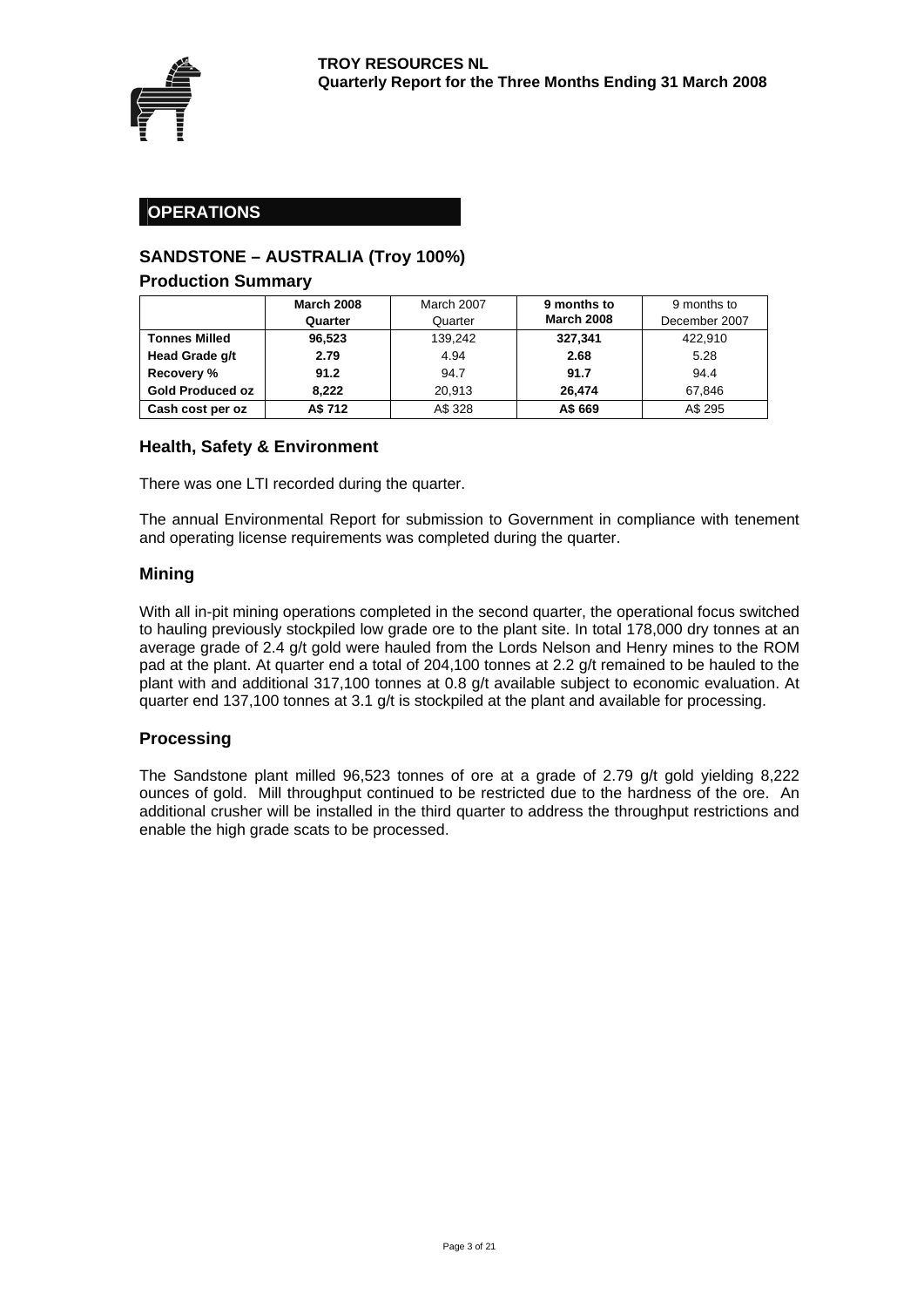# OPERATIONS

## SANDSTONE – AUSTRALIA (Troy 100%)

### Production Summary

| | **March 2008 Quarter** | March 2007 Quarter | **9 months to March 2008** | 9 months to December 2007 |
|---|---|---|---|---|
| **Tonnes Milled** | **96,523** | 139,242 | **327,341** | 422,910 |
| **Head Grade g/t** | **2.79** | 4.94 | **2.68** | 5.28 |
| **Recovery %** | **91.2** | 94.7 | **91.7** | 94.4 |
| **Gold Produced oz** | **8,222** | 20,913 | **26,474** | 67,846 |
| **Cash cost per oz** | **A$ 712** | A$ 328 | **A$ 669** | A$ 295 |

### Health, Safety & Environment

There was one LTI recorded during the quarter.

The annual Environmental Report for submission to Government in compliance with tenement and operating license requirements was completed during the quarter.

### Mining

With all in-pit mining operations completed in the second quarter, the operational focus switched to hauling previously stockpiled low grade ore to the plant site. In total 178,000 dry tonnes at an average grade of 2.4 g/t gold were hauled from the Lords Nelson and Henry mines to the ROM pad at the plant. At quarter end a total of 204,100 tonnes at 2.2 g/t remained to be hauled to the plant with and additional 317,100 tonnes at 0.8 g/t available subject to economic evaluation. At quarter end 137,100 tonnes at 3.1 g/t is stockpiled at the plant and available for processing.

### Processing

The Sandstone plant milled 96,523 tonnes of ore at a grade of 2.79 g/t gold yielding 8,222 ounces of gold. Mill throughput continued to be restricted due to the hardness of the ore. An additional crusher will be installed in the third quarter to address the throughput restrictions and enable the high grade scats to be processed.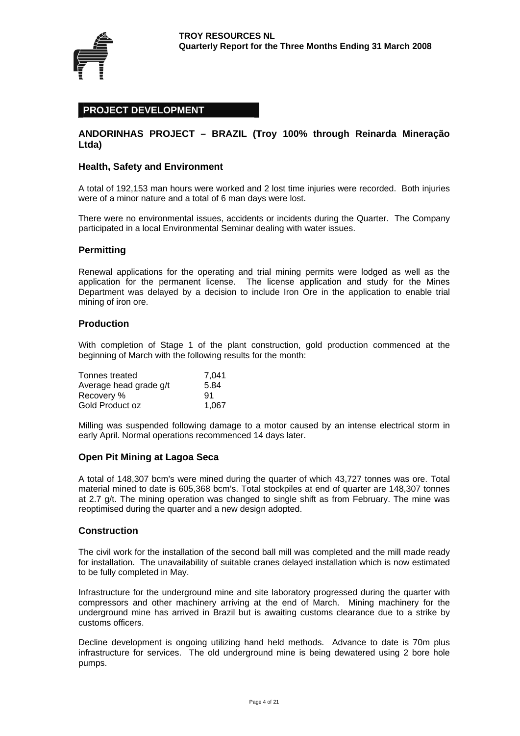## PROJECT DEVELOPMENT

### ANDORINHAS PROJECT – BRAZIL (Troy 100% through Reinarda Mineração Ltda)

#### Health, Safety and Environment

A total of 192,153 man hours were worked and 2 lost time injuries were recorded. Both injuries were of a minor nature and a total of 6 man days were lost.

There were no environmental issues, accidents or incidents during the Quarter. The Company participated in a local Environmental Seminar dealing with water issues.

#### Permitting

Renewal applications for the operating and trial mining permits were lodged as well as the application for the permanent license. The license application and study for the Mines Department was delayed by a decision to include Iron Ore in the application to enable trial mining of iron ore.

#### Production

With completion of Stage 1 of the plant construction, gold production commenced at the beginning of March with the following results for the month:

| | |
|---|---|
| Tonnes treated | 7,041 |
| Average head grade g/t | 5.84 |
| Recovery % | 91 |
| Gold Product oz | 1,067 |

Milling was suspended following damage to a motor caused by an intense electrical storm in early April. Normal operations recommenced 14 days later.

#### Open Pit Mining at Lagoa Seca

A total of 148,307 bcm's were mined during the quarter of which 43,727 tonnes was ore. Total material mined to date is 605,368 bcm's. Total stockpiles at end of quarter are 148,307 tonnes at 2.7 g/t. The mining operation was changed to single shift as from February. The mine was reoptimised during the quarter and a new design adopted.

#### Construction

The civil work for the installation of the second ball mill was completed and the mill made ready for installation. The unavailability of suitable cranes delayed installation which is now estimated to be fully completed in May.

Infrastructure for the underground mine and site laboratory progressed during the quarter with compressors and other machinery arriving at the end of March. Mining machinery for the underground mine has arrived in Brazil but is awaiting customs clearance due to a strike by customs officers.

Decline development is ongoing utilizing hand held methods. Advance to date is 70m plus infrastructure for services. The old underground mine is being dewatered using 2 bore hole pumps.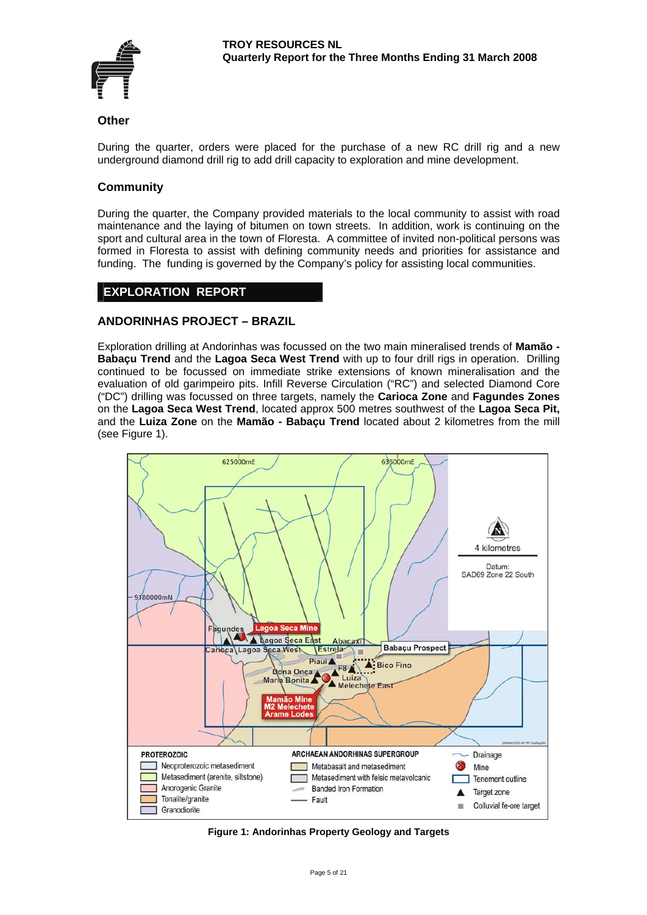## Other

During the quarter, orders were placed for the purchase of a new RC drill rig and a new underground diamond drill rig to add drill capacity to exploration and mine development.

## Community

During the quarter, the Company provided materials to the local community to assist with road maintenance and the laying of bitumen on town streets. In addition, work is continuing on the sport and cultural area in the town of Floresta. A committee of invited non-political persons was formed in Floresta to assist with defining community needs and priorities for assistance and funding. The funding is governed by the Company's policy for assisting local communities.

# EXPLORATION REPORT

## ANDORINHAS PROJECT – BRAZIL

Exploration drilling at Andorinhas was focussed on the two main mineralised trends of **Mamão - Babaçu Trend** and the **Lagoa Seca West Trend** with up to four drill rigs in operation. Drilling continued to be focussed on immediate strike extensions of known mineralisation and the evaluation of old garimpeiro pits. Infill Reverse Circulation ("RC") and selected Diamond Core ("DC") drilling was focussed on three targets, namely the **Carioca Zone** and **Fagundes Zones** on the **Lagoa Seca West Trend**, located approx 500 metres southwest of the **Lagoa Seca Pit,** and the **Luiza Zone** on the **Mamão - Babaçu Trend** located about 2 kilometres from the mill (see Figure 1).

**Figure 1: Andorinhas Property Geology and Targets**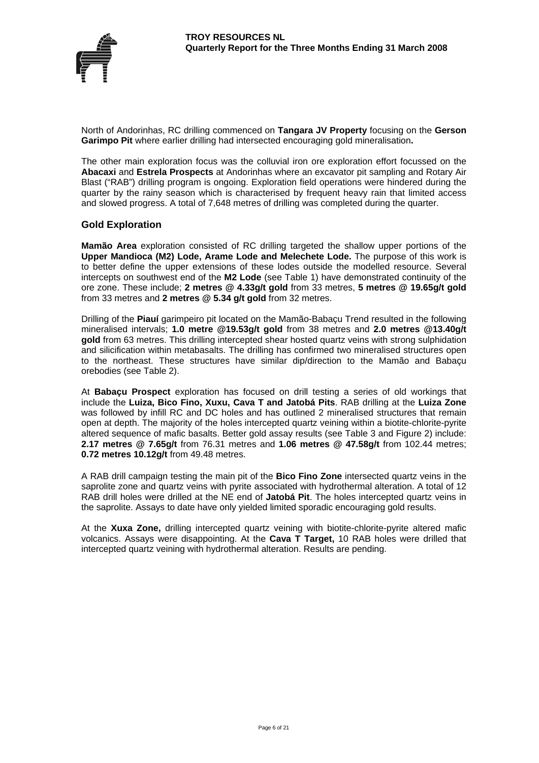North of Andorinhas, RC drilling commenced on **Tangara JV Property** focusing on the **Gerson Garimpo Pit** where earlier drilling had intersected encouraging gold mineralisation**.**

The other main exploration focus was the colluvial iron ore exploration effort focussed on the **Abacaxi** and **Estrela Prospects** at Andorinhas where an excavator pit sampling and Rotary Air Blast ("RAB") drilling program is ongoing. Exploration field operations were hindered during the quarter by the rainy season which is characterised by frequent heavy rain that limited access and slowed progress. A total of 7,648 metres of drilling was completed during the quarter.

## Gold Exploration

**Mamão Area** exploration consisted of RC drilling targeted the shallow upper portions of the **Upper Mandioca (M2) Lode, Arame Lode and Melechete Lode.** The purpose of this work is to better define the upper extensions of these lodes outside the modelled resource. Several intercepts on southwest end of the **M2 Lode** (see Table 1) have demonstrated continuity of the ore zone. These include; **2 metres @ 4.33g/t gold** from 33 metres, **5 metres @ 19.65g/t gold** from 33 metres and **2 metres @ 5.34 g/t gold** from 32 metres.

Drilling of the **Piauí** garimpeiro pit located on the Mamão-Babaçu Trend resulted in the following mineralised intervals; **1.0 metre @19.53g/t gold** from 38 metres and **2.0 metres @13.40g/t gold** from 63 metres. This drilling intercepted shear hosted quartz veins with strong sulphidation and silicification within metabasalts. The drilling has confirmed two mineralised structures open to the northeast. These structures have similar dip/direction to the Mamão and Babaçu orebodies (see Table 2).

At **Babaçu Prospect** exploration has focused on drill testing a series of old workings that include the **Luiza, Bico Fino, Xuxu, Cava T and Jatobá Pits**. RAB drilling at the **Luiza Zone** was followed by infill RC and DC holes and has outlined 2 mineralised structures that remain open at depth. The majority of the holes intercepted quartz veining within a biotite-chlorite-pyrite altered sequence of mafic basalts. Better gold assay results (see Table 3 and Figure 2) include: **2.17 metres @ 7.65g/t** from 76.31 metres and **1.06 metres @ 47.58g/t** from 102.44 metres; **0.72 metres 10.12g/t** from 49.48 metres.

A RAB drill campaign testing the main pit of the **Bico Fino Zone** intersected quartz veins in the saprolite zone and quartz veins with pyrite associated with hydrothermal alteration. A total of 12 RAB drill holes were drilled at the NE end of **Jatobá Pit**. The holes intercepted quartz veins in the saprolite. Assays to date have only yielded limited sporadic encouraging gold results.

At the **Xuxa Zone,** drilling intercepted quartz veining with biotite-chlorite-pyrite altered mafic volcanics. Assays were disappointing. At the **Cava T Target,** 10 RAB holes were drilled that intercepted quartz veining with hydrothermal alteration. Results are pending.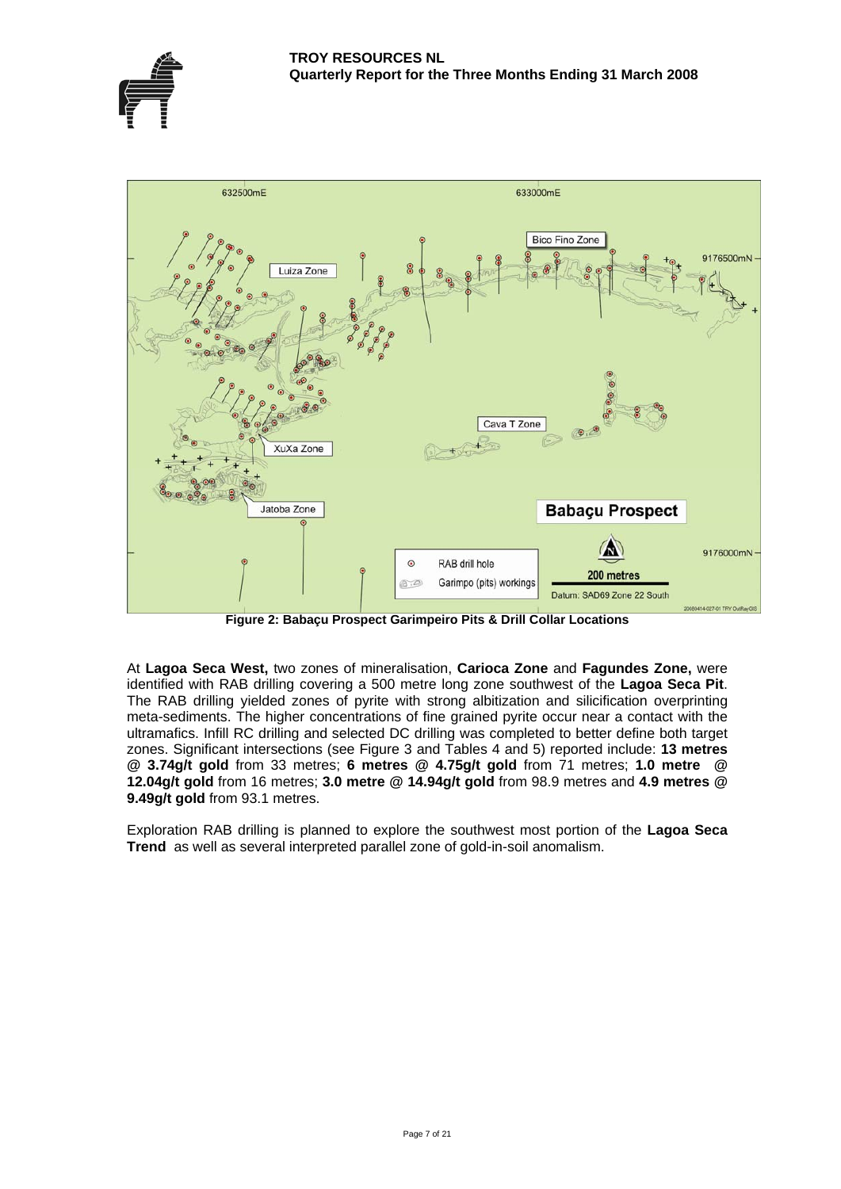**Figure 2: Babaçu Prospect Garimpeiro Pits & Drill Collar Locations**

At **Lagoa Seca West,** two zones of mineralisation, **Carioca Zone** and **Fagundes Zone,** were identified with RAB drilling covering a 500 metre long zone southwest of the **Lagoa Seca Pit**. The RAB drilling yielded zones of pyrite with strong albitization and silicification overprinting meta-sediments. The higher concentrations of fine grained pyrite occur near a contact with the ultramafics. Infill RC drilling and selected DC drilling was completed to better define both target zones. Significant intersections (see Figure 3 and Tables 4 and 5) reported include: **13 metres @ 3.74g/t gold** from 33 metres; **6 metres @ 4.75g/t gold** from 71 metres; **1.0 metre @ 12.04g/t gold** from 16 metres; **3.0 metre @ 14.94g/t gold** from 98.9 metres and **4.9 metres @ 9.49g/t gold** from 93.1 metres.

Exploration RAB drilling is planned to explore the southwest most portion of the **Lagoa Seca Trend** as well as several interpreted parallel zone of gold-in-soil anomalism.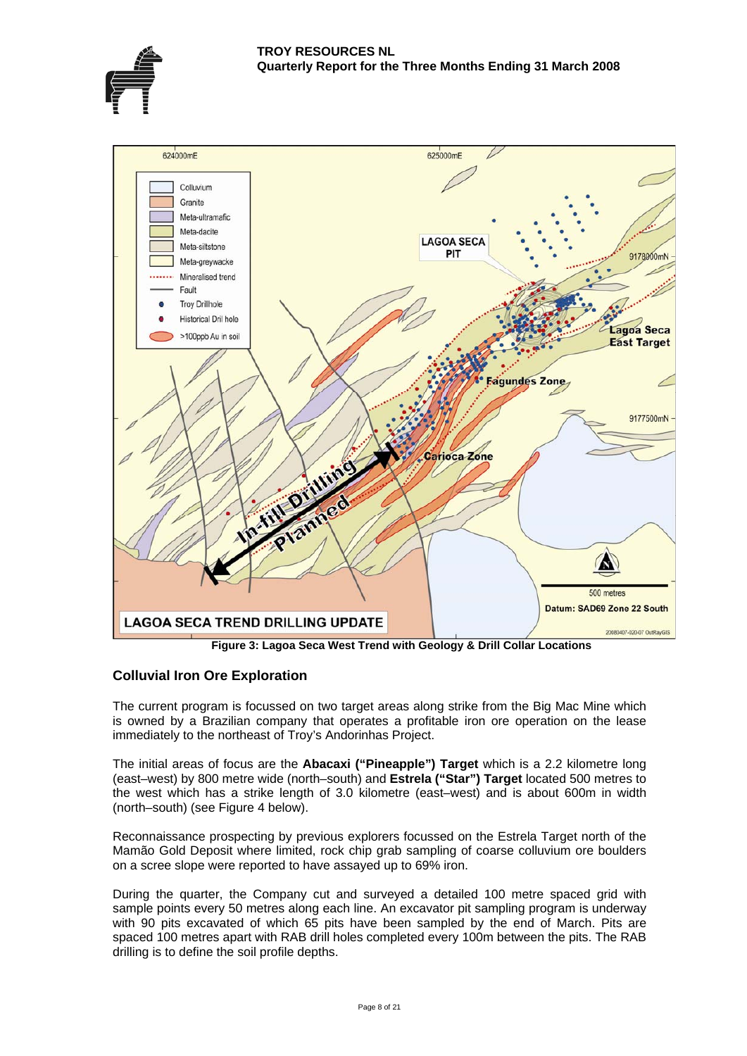Figure 3: Lagoa Seca West Trend with Geology & Drill Collar Locations

## Colluvial Iron Ore Exploration

The current program is focussed on two target areas along strike from the Big Mac Mine which is owned by a Brazilian company that operates a profitable iron ore operation on the lease immediately to the northeast of Troy's Andorinhas Project.

The initial areas of focus are the **Abacaxi ("Pineapple") Target** which is a 2.2 kilometre long (east–west) by 800 metre wide (north–south) and **Estrela ("Star") Target** located 500 metres to the west which has a strike length of 3.0 kilometre (east–west) and is about 600m in width (north–south) (see Figure 4 below).

Reconnaissance prospecting by previous explorers focussed on the Estrela Target north of the Mamão Gold Deposit where limited, rock chip grab sampling of coarse colluvium ore boulders on a scree slope were reported to have assayed up to 69% iron.

During the quarter, the Company cut and surveyed a detailed 100 metre spaced grid with sample points every 50 metres along each line. An excavator pit sampling program is underway with 90 pits excavated of which 65 pits have been sampled by the end of March. Pits are spaced 100 metres apart with RAB drill holes completed every 100m between the pits. The RAB drilling is to define the soil profile depths.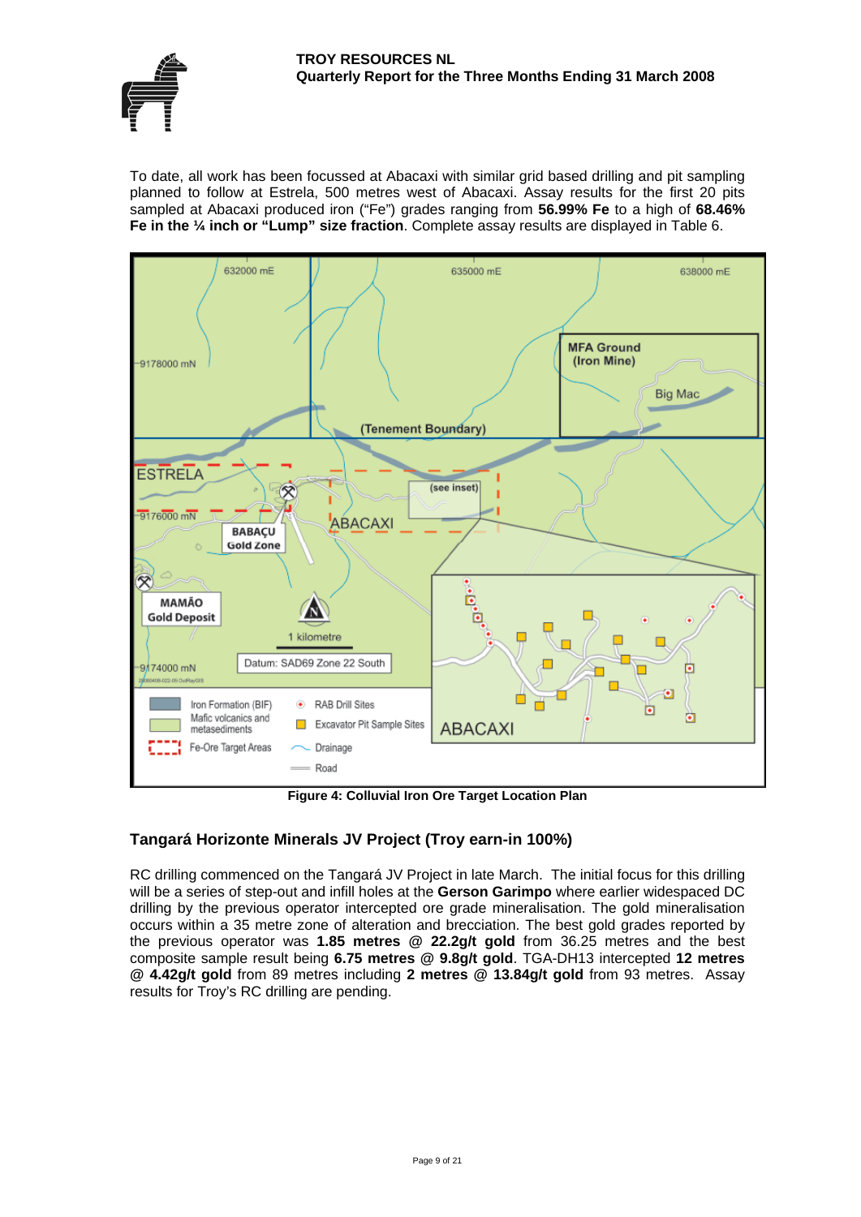To date, all work has been focussed at Abacaxi with similar grid based drilling and pit sampling planned to follow at Estrela, 500 metres west of Abacaxi. Assay results for the first 20 pits sampled at Abacaxi produced iron ("Fe") grades ranging from **56.99% Fe** to a high of **68.46% Fe in the ¼ inch or "Lump" size fraction**. Complete assay results are displayed in Table 6.

**Figure 4: Colluvial Iron Ore Target Location Plan**

## Tangará Horizonte Minerals JV Project (Troy earn-in 100%)

RC drilling commenced on the Tangará JV Project in late March. The initial focus for this drilling will be a series of step-out and infill holes at the **Gerson Garimpo** where earlier widespaced DC drilling by the previous operator intercepted ore grade mineralisation. The gold mineralisation occurs within a 35 metre zone of alteration and brecciation. The best gold grades reported by the previous operator was **1.85 metres @ 22.2g/t gold** from 36.25 metres and the best composite sample result being **6.75 metres @ 9.8g/t gold**. TGA-DH13 intercepted **12 metres @ 4.42g/t gold** from 89 metres including **2 metres @ 13.84g/t gold** from 93 metres. Assay results for Troy's RC drilling are pending.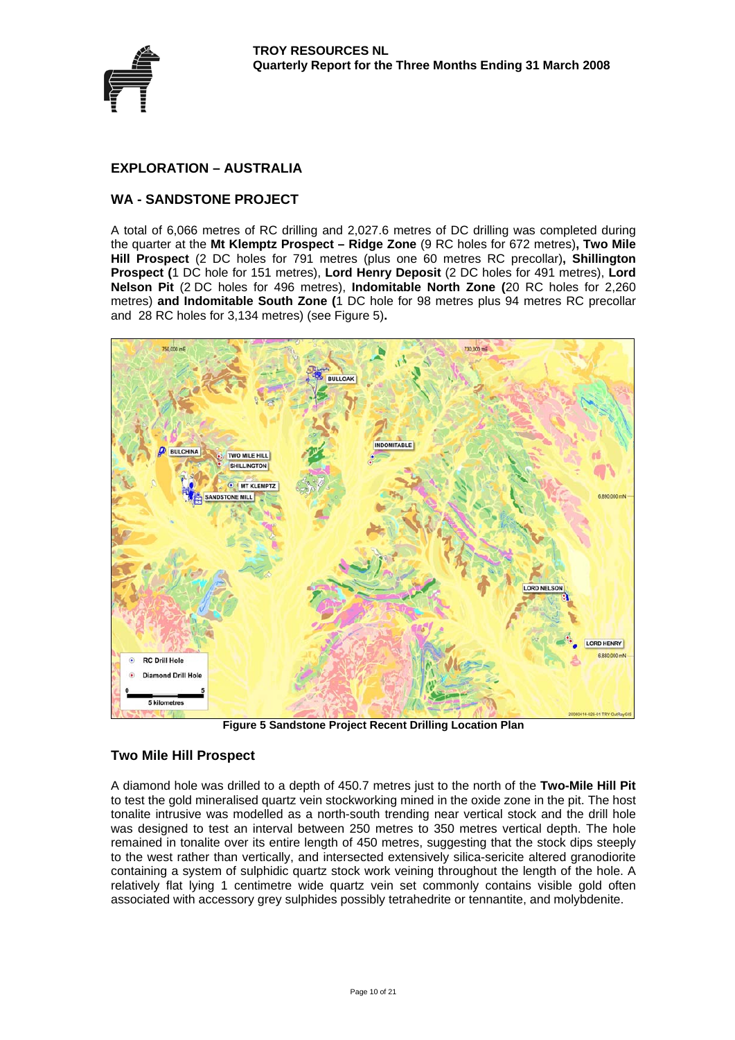## EXPLORATION – AUSTRALIA

## WA - SANDSTONE PROJECT

A total of 6,066 metres of RC drilling and 2,027.6 metres of DC drilling was completed during the quarter at the **Mt Klemptz Prospect – Ridge Zone** (9 RC holes for 672 metres)**, Two Mile Hill Prospect** (2 DC holes for 791 metres (plus one 60 metres RC precollar)**, Shillington Prospect (**1 DC hole for 151 metres), **Lord Henry Deposit** (2 DC holes for 491 metres), **Lord Nelson Pit** (2 DC holes for 496 metres), **Indomitable North Zone (**20 RC holes for 2,260 metres) **and Indomitable South Zone (**1 DC hole for 98 metres plus 94 metres RC precollar and 28 RC holes for 3,134 metres) (see Figure 5)**.**

**Figure 5 Sandstone Project Recent Drilling Location Plan**

### Two Mile Hill Prospect

A diamond hole was drilled to a depth of 450.7 metres just to the north of the **Two-Mile Hill Pit** to test the gold mineralised quartz vein stockworking mined in the oxide zone in the pit. The host tonalite intrusive was modelled as a north-south trending near vertical stock and the drill hole was designed to test an interval between 250 metres to 350 metres vertical depth. The hole remained in tonalite over its entire length of 450 metres, suggesting that the stock dips steeply to the west rather than vertically, and intersected extensively silica-sericite altered granodiorite containing a system of sulphidic quartz stock work veining throughout the length of the hole. A relatively flat lying 1 centimetre wide quartz vein set commonly contains visible gold often associated with accessory grey sulphides possibly tetrahedrite or tennantite, and molybdenite.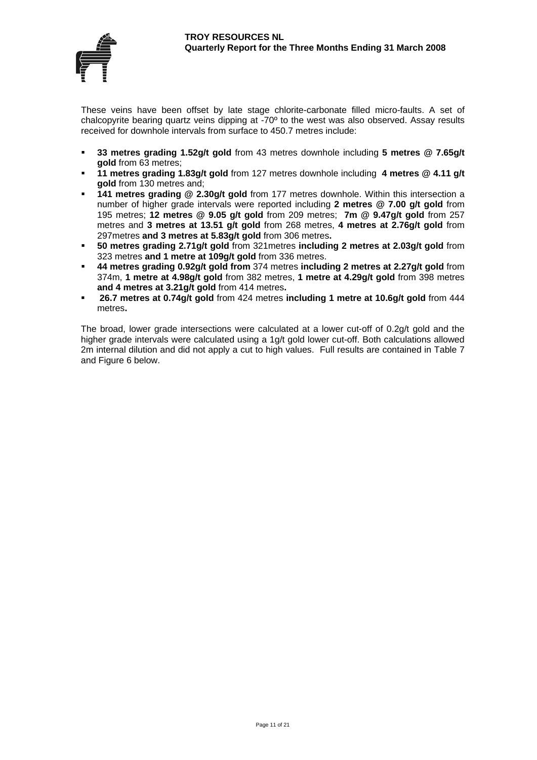These veins have been offset by late stage chlorite-carbonate filled micro-faults. A set of chalcopyrite bearing quartz veins dipping at -70º to the west was also observed. Assay results received for downhole intervals from surface to 450.7 metres include:

- **33 metres grading 1.52g/t gold** from 43 metres downhole including **5 metres @ 7.65g/t gold** from 63 metres;
- **11 metres grading 1.83g/t gold** from 127 metres downhole including **4 metres @ 4.11 g/t gold** from 130 metres and;
- **141 metres grading @ 2.30g/t gold** from 177 metres downhole. Within this intersection a number of higher grade intervals were reported including **2 metres @ 7.00 g/t gold** from 195 metres; **12 metres @ 9.05 g/t gold** from 209 metres; **7m @ 9.47g/t gold** from 257 metres and **3 metres at 13.51 g/t gold** from 268 metres, **4 metres at 2.76g/t gold** from 297metres **and 3 metres at 5.83g/t gold** from 306 metres**.**
- **50 metres grading 2.71g/t gold** from 321metres **including 2 metres at 2.03g/t gold** from 323 metres **and 1 metre at 109g/t gold** from 336 metres.
- **44 metres grading 0.92g/t gold from** 374 metres **including 2 metres at 2.27g/t gold** from 374m, **1 metre at 4.98g/t gold** from 382 metres, **1 metre at 4.29g/t gold** from 398 metres **and 4 metres at 3.21g/t gold** from 414 metres**.**
- **26.7 metres at 0.74g/t gold** from 424 metres **including 1 metre at 10.6g/t gold** from 444 metres**.**

The broad, lower grade intersections were calculated at a lower cut-off of 0.2g/t gold and the higher grade intervals were calculated using a 1g/t gold lower cut-off. Both calculations allowed 2m internal dilution and did not apply a cut to high values. Full results are contained in Table 7 and Figure 6 below.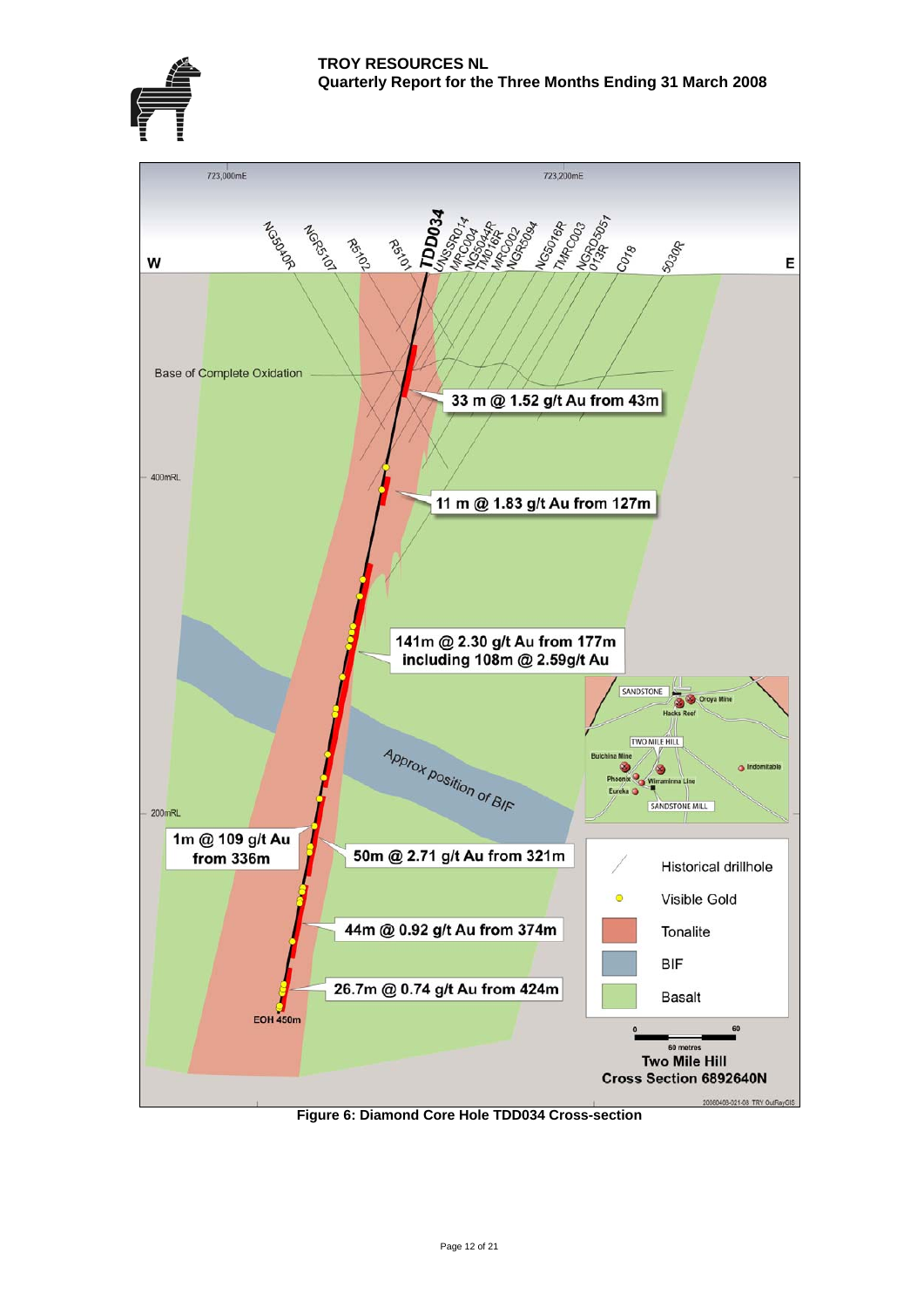723,000mE

723,200mE

NG5040R NGR5107 R5102 R5101 TDD034 UNSSR014 MRC004 NG5044R TM016R MRC002 NGR5094 NG5016R TMRC003 NGRD5051 013R C018 5030R

W

E

Base of Complete Oxidation

33 m @ 1.52 g/t Au from 43m

400mRL

11 m @ 1.83 g/t Au from 127m

141m @ 2.30 g/t Au from 177m including 108m @ 2.59g/t Au

SANDSTONE

Oroya Mine

Hacks Reef

TWO MILE HILL

Bulchina Mine

Indomitable

Phoenix

Wirraminna Line

Eureka

SANDSTONE MILL

Approx position of BIF

200mRL

1m @ 109 g/t Au from 336m

50m @ 2.71 g/t Au from 321m

Historical drillhole

Visible Gold

44m @ 0.92 g/t Au from 374m

Tonalite

BIF

26.7m @ 0.74 g/t Au from 424m

Basalt

EOH 450m

0 60

60 metres

**Two Mile Hill**
**Cross Section 6892640N**

20080408-021-08 TRY OutRayGIS

**Figure 6: Diamond Core Hole TDD034 Cross-section**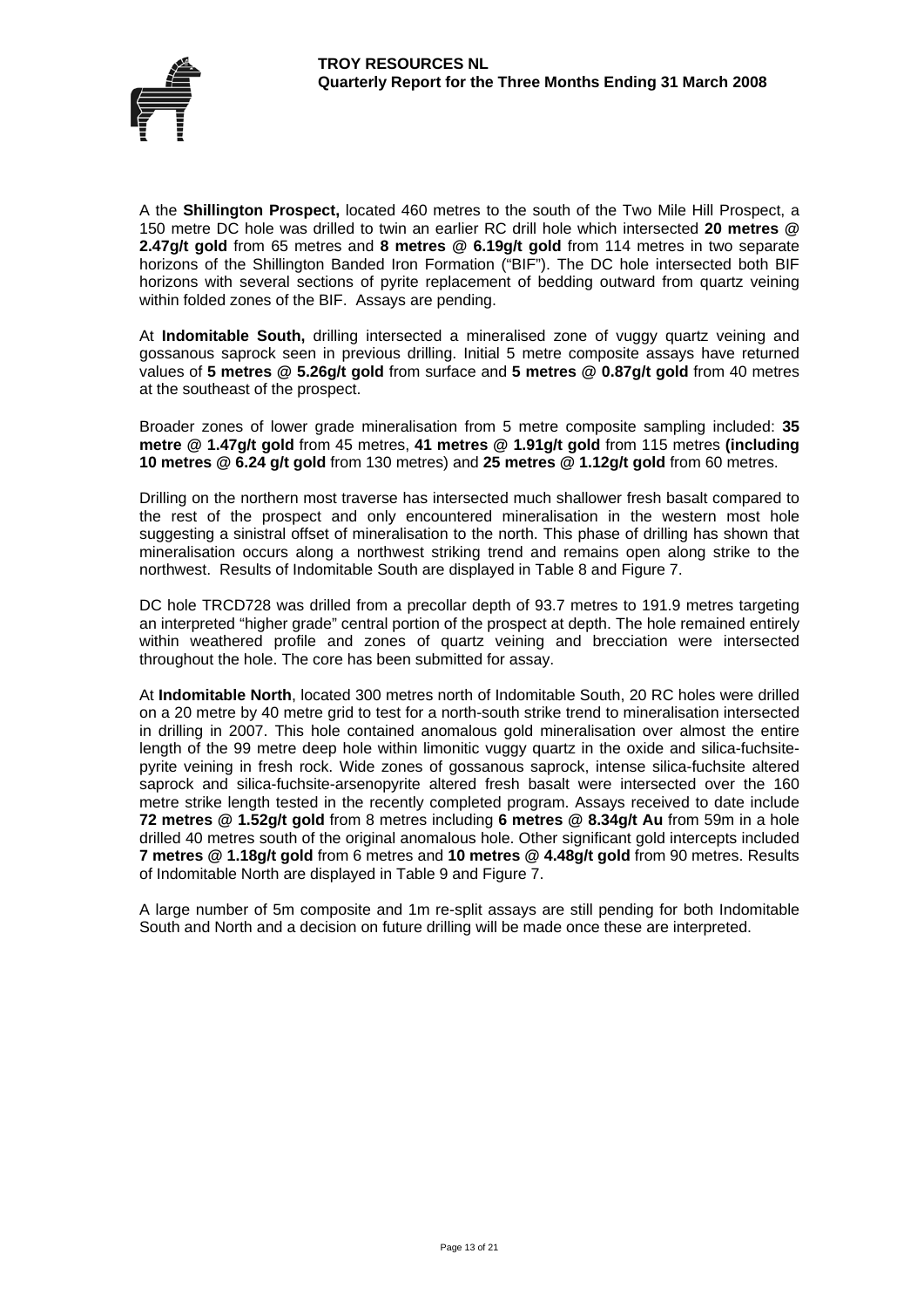A the **Shillington Prospect,** located 460 metres to the south of the Two Mile Hill Prospect, a 150 metre DC hole was drilled to twin an earlier RC drill hole which intersected **20 metres @ 2.47g/t gold** from 65 metres and **8 metres @ 6.19g/t gold** from 114 metres in two separate horizons of the Shillington Banded Iron Formation ("BIF"). The DC hole intersected both BIF horizons with several sections of pyrite replacement of bedding outward from quartz veining within folded zones of the BIF. Assays are pending.

At **Indomitable South,** drilling intersected a mineralised zone of vuggy quartz veining and gossanous saprock seen in previous drilling. Initial 5 metre composite assays have returned values of **5 metres @ 5.26g/t gold** from surface and **5 metres @ 0.87g/t gold** from 40 metres at the southeast of the prospect.

Broader zones of lower grade mineralisation from 5 metre composite sampling included: **35 metre @ 1.47g/t gold** from 45 metres, **41 metres @ 1.91g/t gold** from 115 metres **(including 10 metres @ 6.24 g/t gold** from 130 metres) and **25 metres @ 1.12g/t gold** from 60 metres.

Drilling on the northern most traverse has intersected much shallower fresh basalt compared to the rest of the prospect and only encountered mineralisation in the western most hole suggesting a sinistral offset of mineralisation to the north. This phase of drilling has shown that mineralisation occurs along a northwest striking trend and remains open along strike to the northwest. Results of Indomitable South are displayed in Table 8 and Figure 7.

DC hole TRCD728 was drilled from a precollar depth of 93.7 metres to 191.9 metres targeting an interpreted "higher grade" central portion of the prospect at depth. The hole remained entirely within weathered profile and zones of quartz veining and brecciation were intersected throughout the hole. The core has been submitted for assay.

At **Indomitable North**, located 300 metres north of Indomitable South, 20 RC holes were drilled on a 20 metre by 40 metre grid to test for a north-south strike trend to mineralisation intersected in drilling in 2007. This hole contained anomalous gold mineralisation over almost the entire length of the 99 metre deep hole within limonitic vuggy quartz in the oxide and silica-fuchsite-pyrite veining in fresh rock. Wide zones of gossanous saprock, intense silica-fuchsite altered saprock and silica-fuchsite-arsenopyrite altered fresh basalt were intersected over the 160 metre strike length tested in the recently completed program. Assays received to date include **72 metres @ 1.52g/t gold** from 8 metres including **6 metres @ 8.34g/t Au** from 59m in a hole drilled 40 metres south of the original anomalous hole. Other significant gold intercepts included **7 metres @ 1.18g/t gold** from 6 metres and **10 metres @ 4.48g/t gold** from 90 metres. Results of Indomitable North are displayed in Table 9 and Figure 7.

A large number of 5m composite and 1m re-split assays are still pending for both Indomitable South and North and a decision on future drilling will be made once these are interpreted.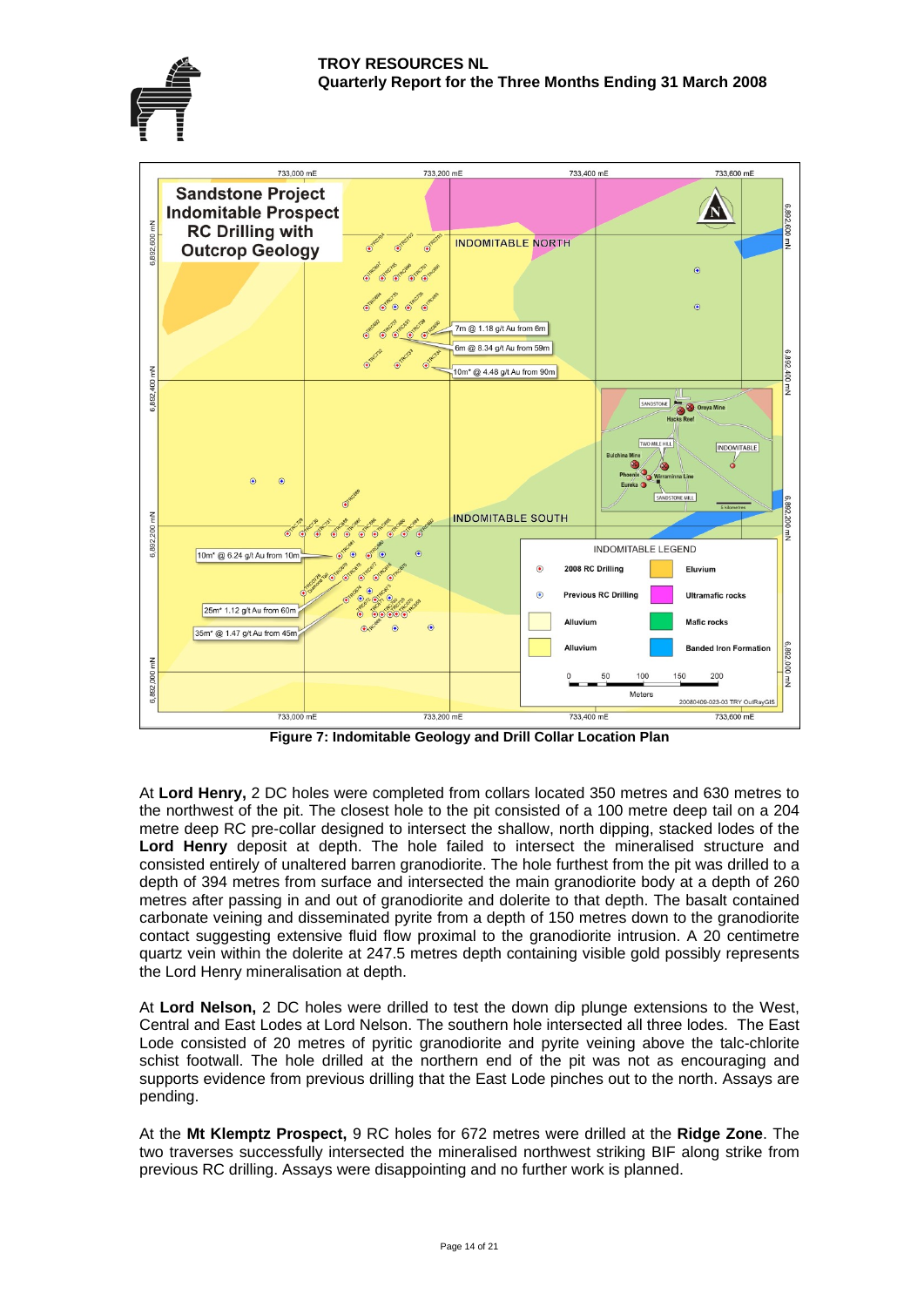Figure 7: Indomitable Geology and Drill Collar Location Plan

At **Lord Henry,** 2 DC holes were completed from collars located 350 metres and 630 metres to the northwest of the pit. The closest hole to the pit consisted of a 100 metre deep tail on a 204 metre deep RC pre-collar designed to intersect the shallow, north dipping, stacked lodes of the **Lord Henry** deposit at depth. The hole failed to intersect the mineralised structure and consisted entirely of unaltered barren granodiorite. The hole furthest from the pit was drilled to a depth of 394 metres from surface and intersected the main granodiorite body at a depth of 260 metres after passing in and out of granodiorite and dolerite to that depth. The basalt contained carbonate veining and disseminated pyrite from a depth of 150 metres down to the granodiorite contact suggesting extensive fluid flow proximal to the granodiorite intrusion. A 20 centimetre quartz vein within the dolerite at 247.5 metres depth containing visible gold possibly represents the Lord Henry mineralisation at depth.

At **Lord Nelson,** 2 DC holes were drilled to test the down dip plunge extensions to the West, Central and East Lodes at Lord Nelson. The southern hole intersected all three lodes. The East Lode consisted of 20 metres of pyritic granodiorite and pyrite veining above the talc-chlorite schist footwall. The hole drilled at the northern end of the pit was not as encouraging and supports evidence from previous drilling that the East Lode pinches out to the north. Assays are pending.

At the **Mt Klemptz Prospect,** 9 RC holes for 672 metres were drilled at the **Ridge Zone**. The two traverses successfully intersected the mineralised northwest striking BIF along strike from previous RC drilling. Assays were disappointing and no further work is planned.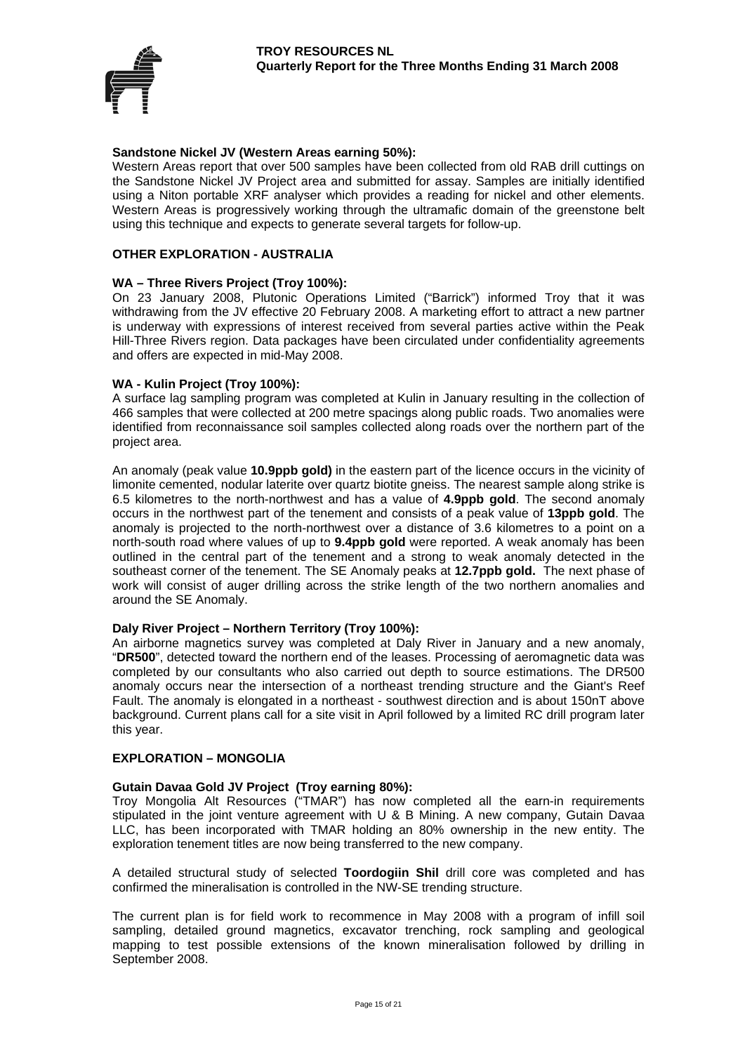#### Sandstone Nickel JV (Western Areas earning 50%):

Western Areas report that over 500 samples have been collected from old RAB drill cuttings on the Sandstone Nickel JV Project area and submitted for assay. Samples are initially identified using a Niton portable XRF analyser which provides a reading for nickel and other elements. Western Areas is progressively working through the ultramafic domain of the greenstone belt using this technique and expects to generate several targets for follow-up.

## OTHER EXPLORATION - AUSTRALIA

#### WA – Three Rivers Project (Troy 100%):

On 23 January 2008, Plutonic Operations Limited ("Barrick") informed Troy that it was withdrawing from the JV effective 20 February 2008. A marketing effort to attract a new partner is underway with expressions of interest received from several parties active within the Peak Hill-Three Rivers region. Data packages have been circulated under confidentiality agreements and offers are expected in mid-May 2008.

#### WA - Kulin Project (Troy 100%):

A surface lag sampling program was completed at Kulin in January resulting in the collection of 466 samples that were collected at 200 metre spacings along public roads. Two anomalies were identified from reconnaissance soil samples collected along roads over the northern part of the project area.

An anomaly (peak value **10.9ppb gold)** in the eastern part of the licence occurs in the vicinity of limonite cemented, nodular laterite over quartz biotite gneiss. The nearest sample along strike is 6.5 kilometres to the north-northwest and has a value of **4.9ppb gold**. The second anomaly occurs in the northwest part of the tenement and consists of a peak value of **13ppb gold**. The anomaly is projected to the north-northwest over a distance of 3.6 kilometres to a point on a north-south road where values of up to **9.4ppb gold** were reported. A weak anomaly has been outlined in the central part of the tenement and a strong to weak anomaly detected in the southeast corner of the tenement. The SE Anomaly peaks at **12.7ppb gold.** The next phase of work will consist of auger drilling across the strike length of the two northern anomalies and around the SE Anomaly.

#### Daly River Project – Northern Territory (Troy 100%):

An airborne magnetics survey was completed at Daly River in January and a new anomaly, "**DR500**", detected toward the northern end of the leases. Processing of aeromagnetic data was completed by our consultants who also carried out depth to source estimations. The DR500 anomaly occurs near the intersection of a northeast trending structure and the Giant's Reef Fault. The anomaly is elongated in a northeast - southwest direction and is about 150nT above background. Current plans call for a site visit in April followed by a limited RC drill program later this year.

## EXPLORATION – MONGOLIA

#### Gutain Davaa Gold JV Project (Troy earning 80%):

Troy Mongolia Alt Resources ("TMAR") has now completed all the earn-in requirements stipulated in the joint venture agreement with U & B Mining. A new company, Gutain Davaa LLC, has been incorporated with TMAR holding an 80% ownership in the new entity. The exploration tenement titles are now being transferred to the new company.

A detailed structural study of selected **Toordogiin Shil** drill core was completed and has confirmed the mineralisation is controlled in the NW-SE trending structure.

The current plan is for field work to recommence in May 2008 with a program of infill soil sampling, detailed ground magnetics, excavator trenching, rock sampling and geological mapping to test possible extensions of the known mineralisation followed by drilling in September 2008.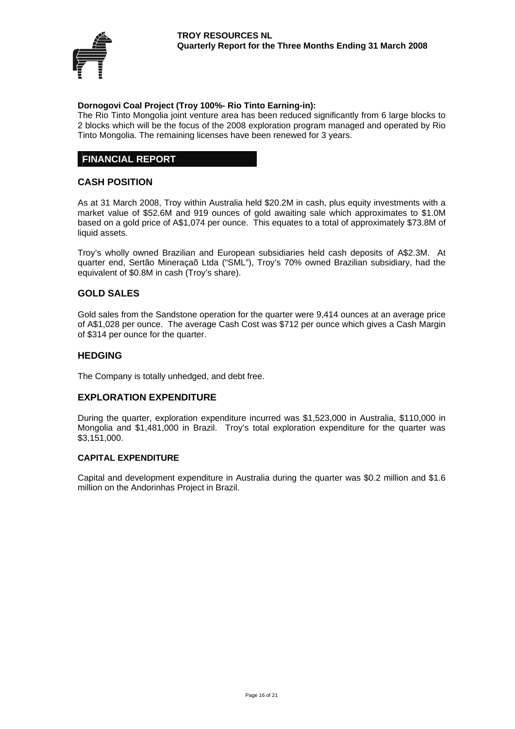**Dornogovi Coal Project (Troy 100%- Rio Tinto Earning-in):**

The Rio Tinto Mongolia joint venture area has been reduced significantly from 6 large blocks to 2 blocks which will be the focus of the 2008 exploration program managed and operated by Rio Tinto Mongolia. The remaining licenses have been renewed for 3 years.

# FINANCIAL REPORT

## CASH POSITION

As at 31 March 2008, Troy within Australia held $20.2M in cash, plus equity investments with a market value of $52.6M and 919 ounces of gold awaiting sale which approximates to $1.0M based on a gold price of A$1,074 per ounce. This equates to a total of approximately $73.8M of liquid assets.

Troy's wholly owned Brazilian and European subsidiaries held cash deposits of A$2.3M. At quarter end, Sertão Mineraçaõ Ltda ("SML"), Troy's 70% owned Brazilian subsidiary, had the equivalent of $0.8M in cash (Troy's share).

## GOLD SALES

Gold sales from the Sandstone operation for the quarter were 9,414 ounces at an average price of A$1,028 per ounce. The average Cash Cost was $712 per ounce which gives a Cash Margin of $314 per ounce for the quarter.

## HEDGING

The Company is totally unhedged, and debt free.

## EXPLORATION EXPENDITURE

During the quarter, exploration expenditure incurred was $1,523,000 in Australia, $110,000 in Mongolia and $1,481,000 in Brazil. Troy's total exploration expenditure for the quarter was $3,151,000.

### CAPITAL EXPENDITURE

Capital and development expenditure in Australia during the quarter was $0.2 million and $1.6 million on the Andorinhas Project in Brazil.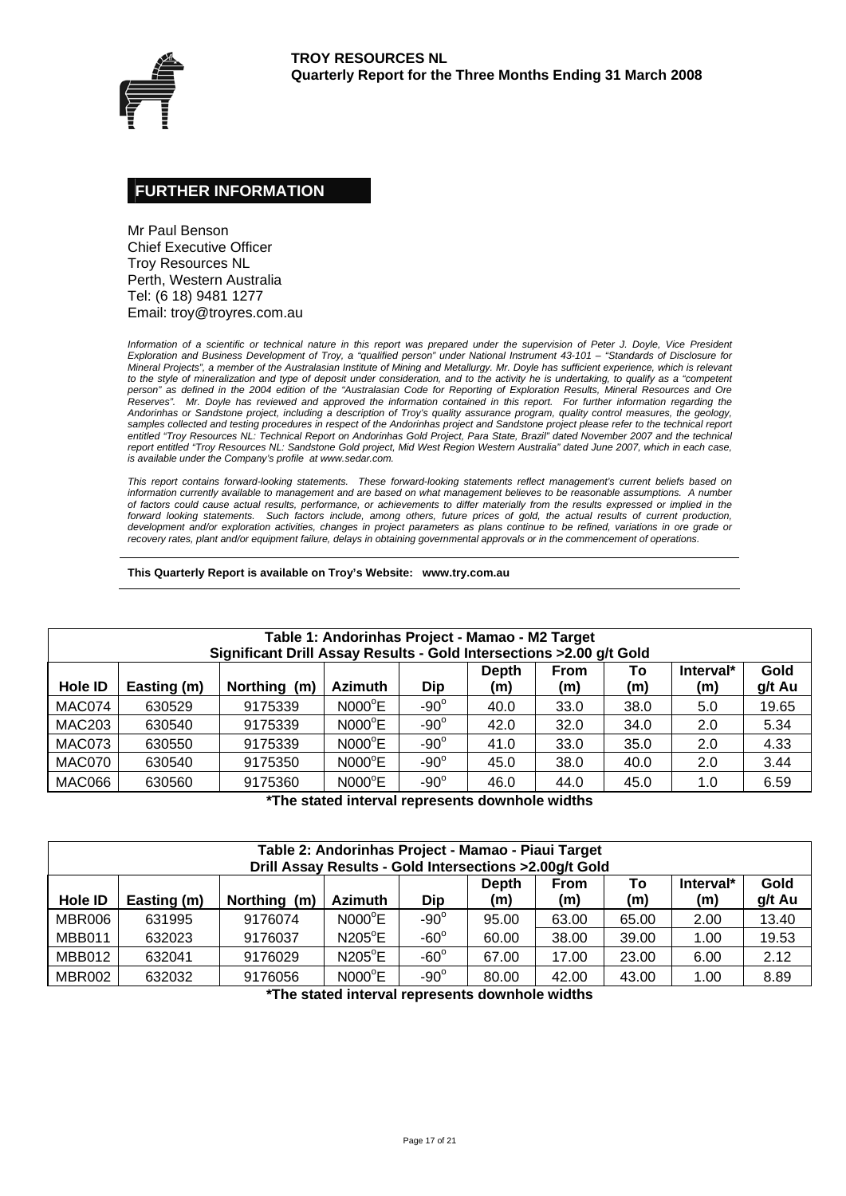## FURTHER INFORMATION

Mr Paul Benson
Chief Executive Officer
Troy Resources NL
Perth, Western Australia
Tel: (6 18) 9481 1277
Email: troy@troyres.com.au

*Information of a scientific or technical nature in this report was prepared under the supervision of Peter J. Doyle, Vice President Exploration and Business Development of Troy, a "qualified person" under National Instrument 43-101 – "Standards of Disclosure for Mineral Projects", a member of the Australasian Institute of Mining and Metallurgy. Mr. Doyle has sufficient experience, which is relevant to the style of mineralization and type of deposit under consideration, and to the activity he is undertaking, to qualify as a "competent person" as defined in the 2004 edition of the "Australasian Code for Reporting of Exploration Results, Mineral Resources and Ore Reserves". Mr. Doyle has reviewed and approved the information contained in this report. For further information regarding the Andorinhas or Sandstone project, including a description of Troy's quality assurance program, quality control measures, the geology, samples collected and testing procedures in respect of the Andorinhas project and Sandstone project please refer to the technical report entitled "Troy Resources NL: Technical Report on Andorinhas Gold Project, Para State, Brazil" dated November 2007 and the technical report entitled "Troy Resources NL: Sandstone Gold project, Mid West Region Western Australia" dated June 2007, which in each case, is available under the Company's profile at www.sedar.com.*

*This report contains forward-looking statements. These forward-looking statements reflect management's current beliefs based on information currently available to management and are based on what management believes to be reasonable assumptions. A number of factors could cause actual results, performance, or achievements to differ materially from the results expressed or implied in the forward looking statements. Such factors include, among others, future prices of gold, the actual results of current production, development and/or exploration activities, changes in project parameters as plans continue to be refined, variations in ore grade or recovery rates, plant and/or equipment failure, delays in obtaining governmental approvals or in the commencement of operations.*

**This Quarterly Report is available on Troy's Website: www.try.com.au**

**Table 1: Andorinhas Project - Mamao - M2 Target**
**Significant Drill Assay Results - Gold Intersections >2.00 g/t Gold**

| Hole ID | Easting (m) | Northing (m) | Azimuth | Dip | Depth (m) | From (m) | To (m) | Interval* (m) | Gold g/t Au |
|---|---|---|---|---|---|---|---|---|---|
| MAC074 | 630529 | 9175339 | N000°E | -90° | 40.0 | 33.0 | 38.0 | 5.0 | 19.65 |
| MAC203 | 630540 | 9175339 | N000°E | -90° | 42.0 | 32.0 | 34.0 | 2.0 | 5.34 |
| MAC073 | 630550 | 9175339 | N000°E | -90° | 41.0 | 33.0 | 35.0 | 2.0 | 4.33 |
| MAC070 | 630540 | 9175350 | N000°E | -90° | 45.0 | 38.0 | 40.0 | 2.0 | 3.44 |
| MAC066 | 630560 | 9175360 | N000°E | -90° | 46.0 | 44.0 | 45.0 | 1.0 | 6.59 |

**\*The stated interval represents downhole widths**

**Table 2: Andorinhas Project - Mamao - Piaui Target**
**Drill Assay Results - Gold Intersections >2.00g/t Gold**

| Hole ID | Easting (m) | Northing (m) | Azimuth | Dip | Depth (m) | From (m) | To (m) | Interval* (m) | Gold g/t Au |
|---|---|---|---|---|---|---|---|---|---|
| MBR006 | 631995 | 9176074 | N000°E | -90° | 95.00 | 63.00 | 65.00 | 2.00 | 13.40 |
| MBB011 | 632023 | 9176037 | N205°E | -60° | 60.00 | 38.00 | 39.00 | 1.00 | 19.53 |
| MBB012 | 632041 | 9176029 | N205°E | -60° | 67.00 | 17.00 | 23.00 | 6.00 | 2.12 |
| MBR002 | 632032 | 9176056 | N000°E | -90° | 80.00 | 42.00 | 43.00 | 1.00 | 8.89 |

**\*The stated interval represents downhole widths**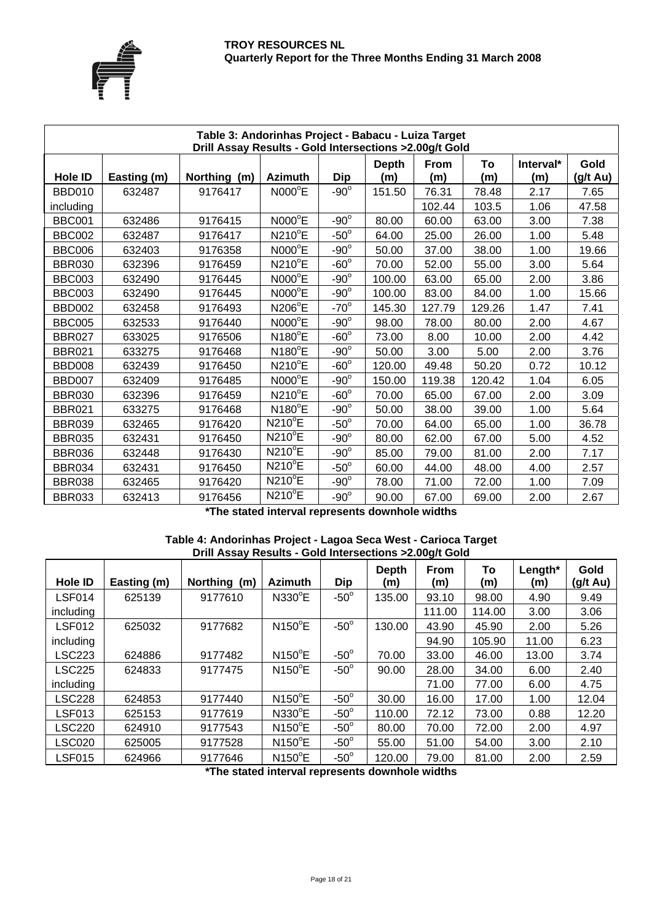**Table 3: Andorinhas Project - Babacu - Luiza Target**
**Drill Assay Results - Gold Intersections >2.00g/t Gold**

| Hole ID | Easting (m) | Northing (m) | Azimuth | Dip | Depth (m) | From (m) | To (m) | Interval* (m) | Gold (g/t Au) |
|---|---|---|---|---|---|---|---|---|---|
| BBD010 | 632487 | 9176417 | N000°E | -90° | 151.50 | 76.31 | 78.48 | 2.17 | 7.65 |
| including | | | | | | 102.44 | 103.5 | 1.06 | 47.58 |
| BBC001 | 632486 | 9176415 | N000°E | -90° | 80.00 | 60.00 | 63.00 | 3.00 | 7.38 |
| BBC002 | 632487 | 9176417 | N210°E | -50° | 64.00 | 25.00 | 26.00 | 1.00 | 5.48 |
| BBC006 | 632403 | 9176358 | N000°E | -90° | 50.00 | 37.00 | 38.00 | 1.00 | 19.66 |
| BBR030 | 632396 | 9176459 | N210°E | -60° | 70.00 | 52.00 | 55.00 | 3.00 | 5.64 |
| BBC003 | 632490 | 9176445 | N000°E | -90° | 100.00 | 63.00 | 65.00 | 2.00 | 3.86 |
| BBC003 | 632490 | 9176445 | N000°E | -90° | 100.00 | 83.00 | 84.00 | 1.00 | 15.66 |
| BBD002 | 632458 | 9176493 | N206°E | -70° | 145.30 | 127.79 | 129.26 | 1.47 | 7.41 |
| BBC005 | 632533 | 9176440 | N000°E | -90° | 98.00 | 78.00 | 80.00 | 2.00 | 4.67 |
| BBR027 | 633025 | 9176506 | N180°E | -60° | 73.00 | 8.00 | 10.00 | 2.00 | 4.42 |
| BBR021 | 633275 | 9176468 | N180°E | -90° | 50.00 | 3.00 | 5.00 | 2.00 | 3.76 |
| BBD008 | 632439 | 9176450 | N210°E | -60° | 120.00 | 49.48 | 50.20 | 0.72 | 10.12 |
| BBD007 | 632409 | 9176485 | N000°E | -90° | 150.00 | 119.38 | 120.42 | 1.04 | 6.05 |
| BBR030 | 632396 | 9176459 | N210°E | -60° | 70.00 | 65.00 | 67.00 | 2.00 | 3.09 |
| BBR021 | 633275 | 9176468 | N180°E | -90° | 50.00 | 38.00 | 39.00 | 1.00 | 5.64 |
| BBR039 | 632465 | 9176420 | N210°E | -50° | 70.00 | 64.00 | 65.00 | 1.00 | 36.78 |
| BBR035 | 632431 | 9176450 | N210°E | -90° | 80.00 | 62.00 | 67.00 | 5.00 | 4.52 |
| BBR036 | 632448 | 9176430 | N210°E | -90° | 85.00 | 79.00 | 81.00 | 2.00 | 7.17 |
| BBR034 | 632431 | 9176450 | N210°E | -50° | 60.00 | 44.00 | 48.00 | 4.00 | 2.57 |
| BBR038 | 632465 | 9176420 | N210°E | -90° | 78.00 | 71.00 | 72.00 | 1.00 | 7.09 |
| BBR033 | 632413 | 9176456 | N210°E | -90° | 90.00 | 67.00 | 69.00 | 2.00 | 2.67 |

**\*The stated interval represents downhole widths**

**Table 4: Andorinhas Project - Lagoa Seca West - Carioca Target**
**Drill Assay Results - Gold Intersections >2.00g/t Gold**

| Hole ID | Easting (m) | Northing (m) | Azimuth | Dip | Depth (m) | From (m) | To (m) | Length* (m) | Gold (g/t Au) |
|---|---|---|---|---|---|---|---|---|---|
| LSF014 | 625139 | 9177610 | N330°E | -50° | 135.00 | 93.10 | 98.00 | 4.90 | 9.49 |
| including | | | | | | 111.00 | 114.00 | 3.00 | 3.06 |
| LSF012 | 625032 | 9177682 | N150°E | -50° | 130.00 | 43.90 | 45.90 | 2.00 | 5.26 |
| including | | | | | | 94.90 | 105.90 | 11.00 | 6.23 |
| LSC223 | 624886 | 9177482 | N150°E | -50° | 70.00 | 33.00 | 46.00 | 13.00 | 3.74 |
| LSC225 | 624833 | 9177475 | N150°E | -50° | 90.00 | 28.00 | 34.00 | 6.00 | 2.40 |
| including | | | | | | 71.00 | 77.00 | 6.00 | 4.75 |
| LSC228 | 624853 | 9177440 | N150°E | -50° | 30.00 | 16.00 | 17.00 | 1.00 | 12.04 |
| LSF013 | 625153 | 9177619 | N330°E | -50° | 110.00 | 72.12 | 73.00 | 0.88 | 12.20 |
| LSC220 | 624910 | 9177543 | N150°E | -50° | 80.00 | 70.00 | 72.00 | 2.00 | 4.97 |
| LSC020 | 625005 | 9177528 | N150°E | -50° | 55.00 | 51.00 | 54.00 | 3.00 | 2.10 |
| LSF015 | 624966 | 9177646 | N150°E | -50° | 120.00 | 79.00 | 81.00 | 2.00 | 2.59 |

**\*The stated interval represents downhole widths**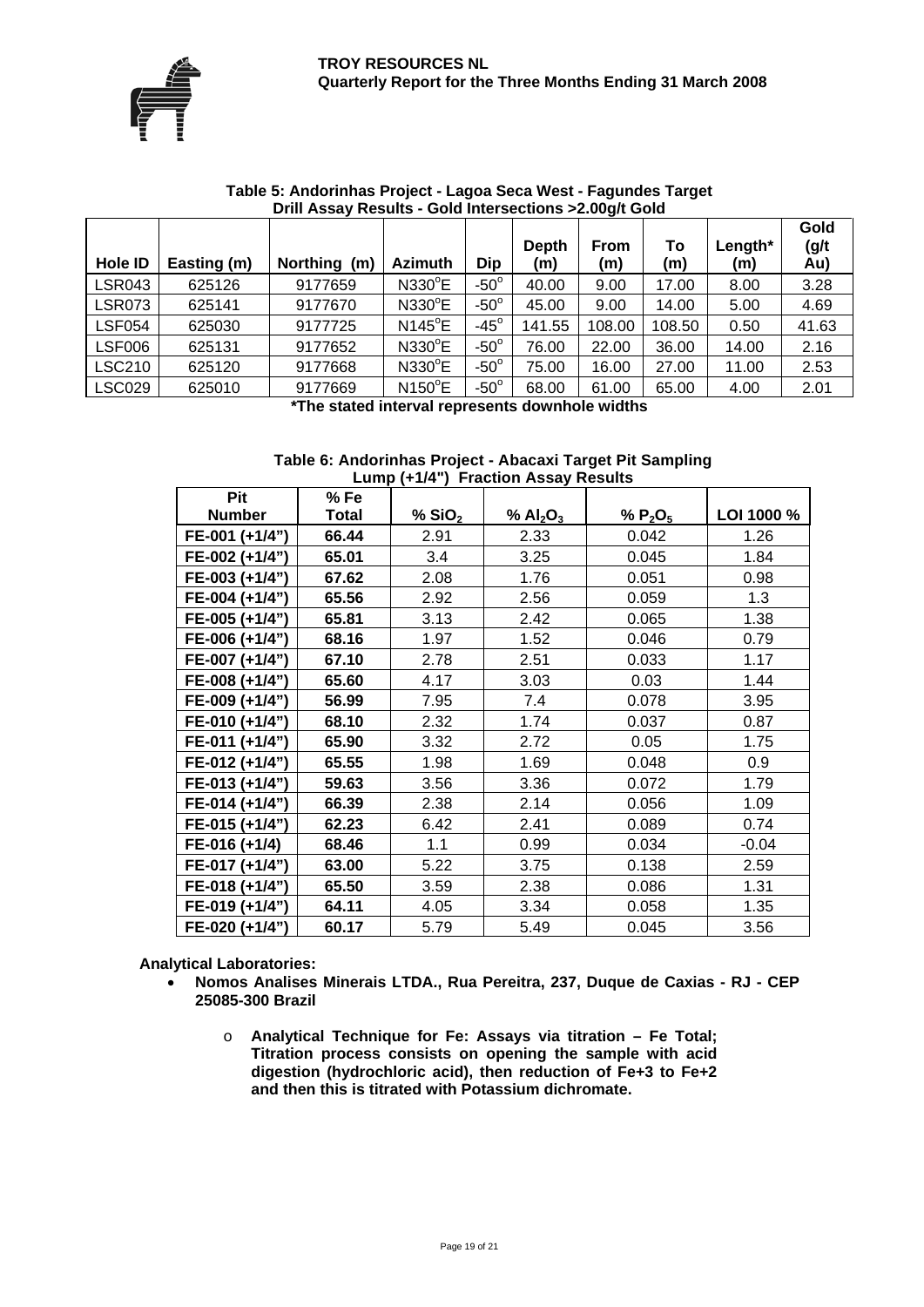**Table 5: Andorinhas Project - Lagoa Seca West - Fagundes Target**
**Drill Assay Results - Gold Intersections >2.00g/t Gold**

| Hole ID | Easting (m) | Northing (m) | Azimuth | Dip | Depth (m) | From (m) | To (m) | Length* (m) | Gold (g/t Au) |
|---|---|---|---|---|---|---|---|---|---|
| LSR043 | 625126 | 9177659 | N330°E | -50° | 40.00 | 9.00 | 17.00 | 8.00 | 3.28 |
| LSR073 | 625141 | 9177670 | N330°E | -50° | 45.00 | 9.00 | 14.00 | 5.00 | 4.69 |
| LSF054 | 625030 | 9177725 | N145°E | -45° | 141.55 | 108.00 | 108.50 | 0.50 | 41.63 |
| LSF006 | 625131 | 9177652 | N330°E | -50° | 76.00 | 22.00 | 36.00 | 14.00 | 2.16 |
| LSC210 | 625120 | 9177668 | N330°E | -50° | 75.00 | 16.00 | 27.00 | 11.00 | 2.53 |
| LSC029 | 625010 | 9177669 | N150°E | -50° | 68.00 | 61.00 | 65.00 | 4.00 | 2.01 |

**\*The stated interval represents downhole widths**

**Table 6: Andorinhas Project - Abacaxi Target Pit Sampling**
**Lump (+1/4") Fraction Assay Results**

| Pit Number | % Fe Total | % $SiO_2$ | % $Al_2O_3$ | % $P_2O_5$ | LOI 1000 % |
|---|---|---|---|---|---|
| FE-001 (+1/4") | 66.44 | 2.91 | 2.33 | 0.042 | 1.26 |
| FE-002 (+1/4") | 65.01 | 3.4 | 3.25 | 0.045 | 1.84 |
| FE-003 (+1/4") | 67.62 | 2.08 | 1.76 | 0.051 | 0.98 |
| FE-004 (+1/4") | 65.56 | 2.92 | 2.56 | 0.059 | 1.3 |
| FE-005 (+1/4") | 65.81 | 3.13 | 2.42 | 0.065 | 1.38 |
| FE-006 (+1/4") | 68.16 | 1.97 | 1.52 | 0.046 | 0.79 |
| FE-007 (+1/4") | 67.10 | 2.78 | 2.51 | 0.033 | 1.17 |
| FE-008 (+1/4") | 65.60 | 4.17 | 3.03 | 0.03 | 1.44 |
| FE-009 (+1/4") | 56.99 | 7.95 | 7.4 | 0.078 | 3.95 |
| FE-010 (+1/4") | 68.10 | 2.32 | 1.74 | 0.037 | 0.87 |
| FE-011 (+1/4") | 65.90 | 3.32 | 2.72 | 0.05 | 1.75 |
| FE-012 (+1/4") | 65.55 | 1.98 | 1.69 | 0.048 | 0.9 |
| FE-013 (+1/4") | 59.63 | 3.56 | 3.36 | 0.072 | 1.79 |
| FE-014 (+1/4") | 66.39 | 2.38 | 2.14 | 0.056 | 1.09 |
| FE-015 (+1/4") | 62.23 | 6.42 | 2.41 | 0.089 | 0.74 |
| FE-016 (+1/4) | 68.46 | 1.1 | 0.99 | 0.034 | -0.04 |
| FE-017 (+1/4") | 63.00 | 5.22 | 3.75 | 0.138 | 2.59 |
| FE-018 (+1/4") | 65.50 | 3.59 | 2.38 | 0.086 | 1.31 |
| FE-019 (+1/4") | 64.11 | 4.05 | 3.34 | 0.058 | 1.35 |
| FE-020 (+1/4") | 60.17 | 5.79 | 5.49 | 0.045 | 3.56 |

**Analytical Laboratories:**

- **Nomos Analises Minerais LTDA., Rua Pereitra, 237, Duque de Caxias - RJ - CEP 25085-300 Brazil**
    - **Analytical Technique for Fe: Assays via titration – Fe Total; Titration process consists on opening the sample with acid digestion (hydrochloric acid), then reduction of $Fe^{+3}$ to $Fe^{+2}$ and then this is titrated with Potassium dichromate.**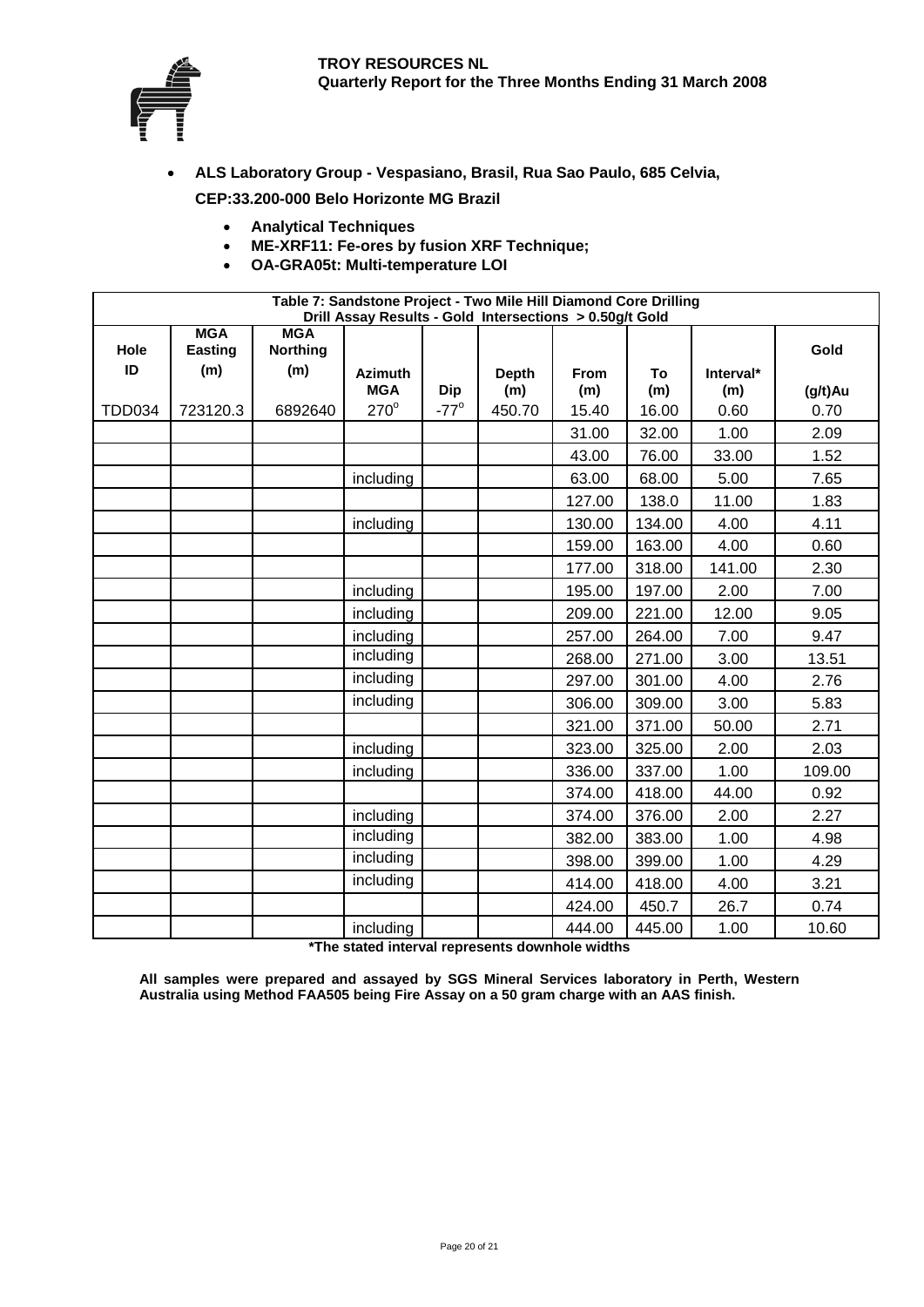- **ALS Laboratory Group - Vespasiano, Brasil, Rua Sao Paulo, 685 Celvia, CEP:33.200-000 Belo Horizonte MG Brazil**
  - **Analytical Techniques**
  - **ME-XRF11: Fe-ores by fusion XRF Technique;**
  - **OA-GRA05t: Multi-temperature LOI**

**Table 7: Sandstone Project - Two Mile Hill Diamond Core Drilling**
**Drill Assay Results - Gold Intersections > 0.50g/t Gold**

| Hole ID | MGA Easting (m) | MGA Northing (m) | Azimuth MGA | Dip | Depth (m) | From (m) | To (m) | Interval* (m) | Gold (g/t)Au |
|---|---|---|---|---|---|---|---|---|---|
| TDD034 | 723120.3 | 6892640 | 270° | -77° | 450.70 | 15.40 | 16.00 | 0.60 | 0.70 |
| | | | | | | 31.00 | 32.00 | 1.00 | 2.09 |
| | | | | | | 43.00 | 76.00 | 33.00 | 1.52 |
| | | | including | | | 63.00 | 68.00 | 5.00 | 7.65 |
| | | | | | | 127.00 | 138.0 | 11.00 | 1.83 |
| | | | including | | | 130.00 | 134.00 | 4.00 | 4.11 |
| | | | | | | 159.00 | 163.00 | 4.00 | 0.60 |
| | | | | | | 177.00 | 318.00 | 141.00 | 2.30 |
| | | | including | | | 195.00 | 197.00 | 2.00 | 7.00 |
| | | | including | | | 209.00 | 221.00 | 12.00 | 9.05 |
| | | | including | | | 257.00 | 264.00 | 7.00 | 9.47 |
| | | | including | | | 268.00 | 271.00 | 3.00 | 13.51 |
| | | | including | | | 297.00 | 301.00 | 4.00 | 2.76 |
| | | | including | | | 306.00 | 309.00 | 3.00 | 5.83 |
| | | | | | | 321.00 | 371.00 | 50.00 | 2.71 |
| | | | including | | | 323.00 | 325.00 | 2.00 | 2.03 |
| | | | including | | | 336.00 | 337.00 | 1.00 | 109.00 |
| | | | | | | 374.00 | 418.00 | 44.00 | 0.92 |
| | | | including | | | 374.00 | 376.00 | 2.00 | 2.27 |
| | | | including | | | 382.00 | 383.00 | 1.00 | 4.98 |
| | | | including | | | 398.00 | 399.00 | 1.00 | 4.29 |
| | | | including | | | 414.00 | 418.00 | 4.00 | 3.21 |
| | | | | | | 424.00 | 450.7 | 26.7 | 0.74 |
| | | | including | | | 444.00 | 445.00 | 1.00 | 10.60 |

***The stated interval represents downhole widths**

**All samples were prepared and assayed by SGS Mineral Services laboratory in Perth, Western Australia using Method FAA505 being Fire Assay on a 50 gram charge with an AAS finish.**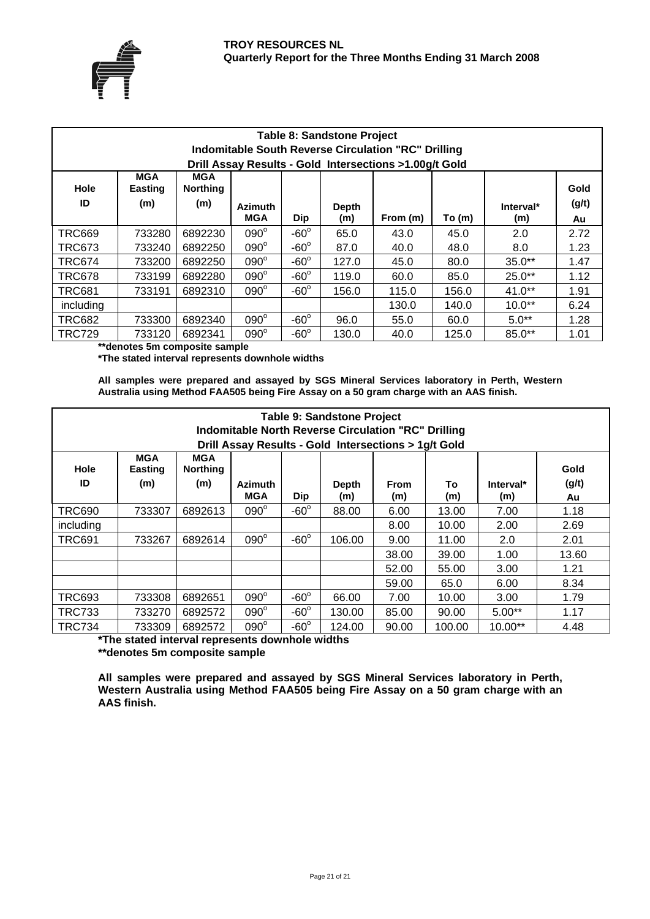| Table 8: Sandstone Project<br>Indomitable South Reverse Circulation "RC" Drilling<br>Drill Assay Results - Gold Intersections >1.00g/t Gold | | | | | | | | | |
|---|---|---|---|---|---|---|---|---|---|
| Hole ID | MGA Easting (m) | MGA Northing (m) | Azimuth MGA | Dip | Depth (m) | From (m) | To (m) | Interval* (m) | Gold (g/t) Au |
| TRC669 | 733280 | 6892230 | 090$^{o}$ | -60$^{o}$ | 65.0 | 43.0 | 45.0 | 2.0 | 2.72 |
| TRC673 | 733240 | 6892250 | 090$^{o}$ | -60$^{o}$ | 87.0 | 40.0 | 48.0 | 8.0 | 1.23 |
| TRC674 | 733200 | 6892250 | 090$^{o}$ | -60$^{o}$ | 127.0 | 45.0 | 80.0 | 35.0** | 1.47 |
| TRC678 | 733199 | 6892280 | 090$^{o}$ | -60$^{o}$ | 119.0 | 60.0 | 85.0 | 25.0** | 1.12 |
| TRC681 | 733191 | 6892310 | 090$^{o}$ | -60$^{o}$ | 156.0 | 115.0 | 156.0 | 41.0** | 1.91 |
| including | | | | | | 130.0 | 140.0 | 10.0** | 6.24 |
| TRC682 | 733300 | 6892340 | 090$^{o}$ | -60$^{o}$ | 96.0 | 55.0 | 60.0 | 5.0** | 1.28 |
| TRC729 | 733120 | 6892341 | 090$^{o}$ | -60$^{o}$ | 130.0 | 40.0 | 125.0 | 85.0** | 1.01 |

**\*\*denotes 5m composite sample**

**\*The stated interval represents downhole widths**

**All samples were prepared and assayed by SGS Mineral Services laboratory in Perth, Western Australia using Method FAA505 being Fire Assay on a 50 gram charge with an AAS finish.**

| Table 9: Sandstone Project<br>Indomitable North Reverse Circulation "RC" Drilling<br>Drill Assay Results - Gold Intersections > 1g/t Gold | | | | | | | | | |
|---|---|---|---|---|---|---|---|---|---|
| Hole ID | MGA Easting (m) | MGA Northing (m) | Azimuth MGA | Dip | Depth (m) | From (m) | To (m) | Interval* (m) | Gold (g/t) Au |
| TRC690 | 733307 | 6892613 | 090$^{o}$ | -60$^{o}$ | 88.00 | 6.00 | 13.00 | 7.00 | 1.18 |
| including | | | | | | 8.00 | 10.00 | 2.00 | 2.69 |
| TRC691 | 733267 | 6892614 | 090$^{o}$ | -60$^{o}$ | 106.00 | 9.00 | 11.00 | 2.0 | 2.01 |
| | | | | | | 38.00 | 39.00 | 1.00 | 13.60 |
| | | | | | | 52.00 | 55.00 | 3.00 | 1.21 |
| | | | | | | 59.00 | 65.0 | 6.00 | 8.34 |
| TRC693 | 733308 | 6892651 | 090$^{o}$ | -60$^{o}$ | 66.00 | 7.00 | 10.00 | 3.00 | 1.79 |
| TRC733 | 733270 | 6892572 | 090$^{o}$ | -60$^{o}$ | 130.00 | 85.00 | 90.00 | 5.00** | 1.17 |
| TRC734 | 733309 | 6892572 | 090$^{o}$ | -60$^{o}$ | 124.00 | 90.00 | 100.00 | 10.00** | 4.48 |

**\*The stated interval represents downhole widths**

**\*\*denotes 5m composite sample**

**All samples were prepared and assayed by SGS Mineral Services laboratory in Perth, Western Australia using Method FAA505 being Fire Assay on a 50 gram charge with an AAS finish.**